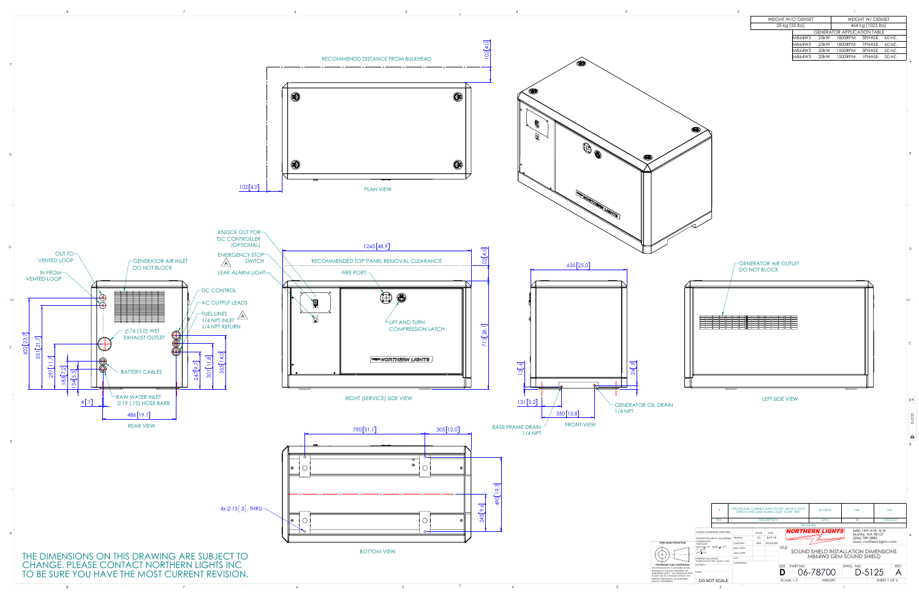| WEIGHT W/O GENSET | WEIGHT W/ GENSET | | | |
|---|---|---|---|---|
| 25 kg [55 lbs] | 464 kg [1023 lbs] | | | |
| GENERATOR APPLICATION TABLE | | | | |
| M864W3 | 25kW | 1800RPM | 3PHASE | 60 HZ. |
| M864W3 | 25kW | 1800RPM | 1PHASE | 60 HZ. |
| M864W3 | 20kW | 1500RPM | 3PHASE | 50 HZ. |
| M864W3 | 20kW | 1500RPM | 1PHASE | 50 HZ. |

## PLAN VIEW

- RECOMMENDD DISTANCE FROM BULKHEAD
- 102 [4.0]
- 102 [4.0]

## REAR VIEW

- OUT TO VENTED LOOP
- IN FROM VENTED LOOP
- GENERATOR AIR INLET DO NOT BLOCK
- DC CONTROL
- AC OUTPUT LEADS
- FUEL LINES 1/4 NPT INLET 1/4 NPT RETURN (A)
- Ø76 [3.0] WET EXHAUST OUTLET
- BATTERY CABLES
- RAW WATER INLET Ø19 [.75] HOSE BARB
- 602 [23.7], 551 [21.7], 297 [11.7], 183 [7.2], 134 [5.3], 4 [.1], 486 [19.1], 247 [9.7], 301 [11.8], 355 [14.0]

## RIGHT (SERVICE) SIDE VIEW

- KNOCK OUT FOR TSC CONTROLLER (OPTIONAL)
- EMERGENCY STOP SWITCH (A)
- LEAK ALARM LIGHT
- FIRE PORT
- LIFT AND TURN COMPRESSION LATCH
- 1243 [48.9]
- RECOMMENDED TOP PANEL REMOVAL CLEARANCE
- 102 [4.0]
- 713 [28.1]

## FRONT VIEW

- 635 [25.0]
- 15 [.6]
- 24 [.9]
- 131 [5.2]
- 350 [13.8]
- GENERATOR OIL DRAIN 1/4 NPT
- BASE FRAME DRAIN 1/4 NPT

## LEFT SIDE VIEW

- GENERATOR AIR OUTLET DO NOT BLOCK

## BOTTOM VIEW

- 790 [31.1]
- 305 [12.0]
- 4x Ø13 [.5] THRU
- 490 [19.3]
- 245 [9.7]

THE DIMENSIONS ON THIS DRAWING ARE SUBJECT TO CHANGE. PLEASE CONTACT NORTHERN LIGHTS INC TO BE SURE YOU HAVE THE MOST CURRENT REVISION.

### REVISIONS

| REV | DESCRIPTION | DATE | BY | CHECKED |
|---|---|---|---|---|
| A | UPDATE FUEL CONNECTIONS TO NPT, SHOW E-STOP SWITCH AND LEAK ALARM LIGHT. ECN# 7847 | 3/1/2022 | MB | MG |

| | NAME | DATE |
|---|---|---|
| DRAWN | GT | 8/27/18 |
| CHECKED | XXX | XX/XX/XX |
| ENG APPR. | | |
| MFG APPR. | | |
| Q.A. | | |

UNLESS OTHERWISE SPECIFIED: DIMENSIONS ARE IN MILLIMETERS. THIRD ANGLE PROJECTION. PROPRIETARY AND CONFIDENTIAL. DO NOT SCALE

NORTHERN LIGHTS — 4420 14th AVE. N.W. Seattle, WA 98107 (206) 789-3880 www.northern-lights.com

TITLE: SOUND SHIELD INSTALLATION DIMENSIONS M864W3 GEM SOUND SHIELD

SIZE: D | PART NO.: 06-78700 | DWG. NO.: D-5125 | REV: A

SCALE: 1:7 | WEIGHT: | SHEET 1 OF 2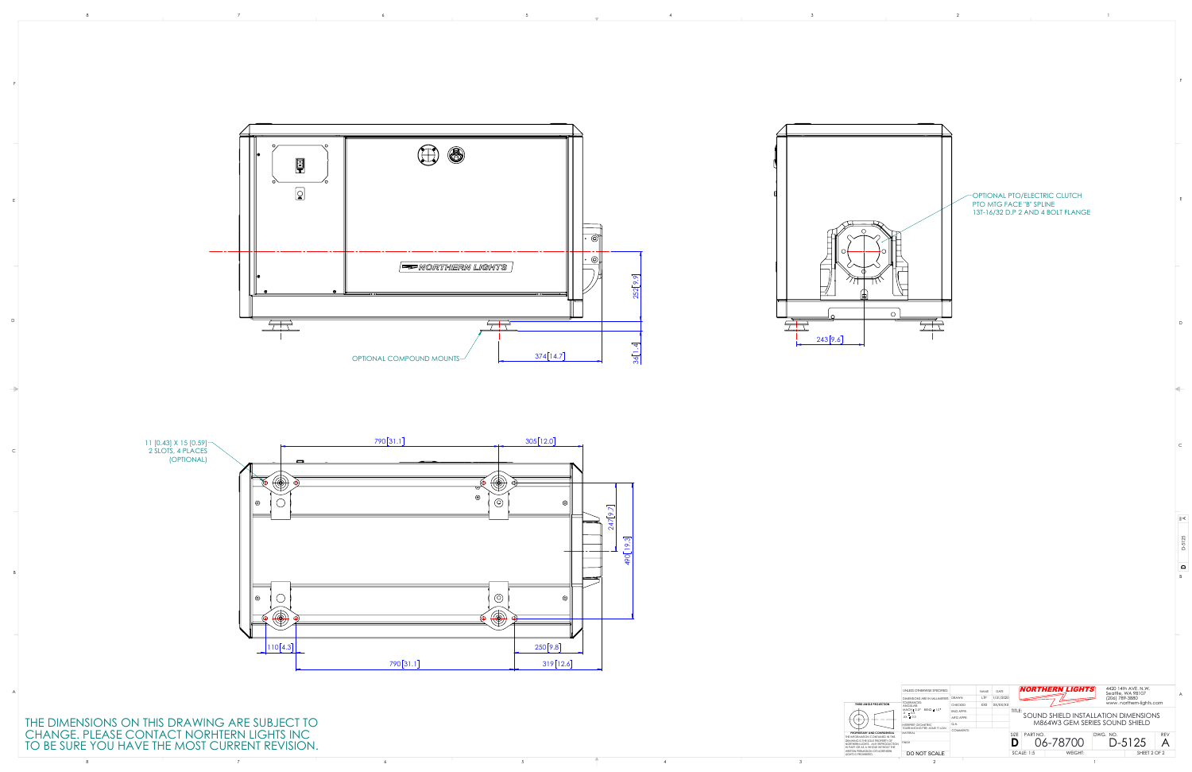OPTIONAL PTO/ELECTRIC CLUTCH
PTO MTG FACE "B" SPLINE
13T-16/32 D.P 2 AND 4 BOLT FLANGE

252 [9.9]

36 [1.4]

374 [14.7]

OPTIONAL COMPOUND MOUNTS

243 [9.6]

11 [0.43] X 15 [0.59]
2 SLOTS, 4 PLACES
(OPTIONAL)

790 [31.1]

305 [12.0]

247 [9.7]

490 [19.3]

110 [4.3]

250 [9.8]

790 [31.1]

319 [12.6]

THE DIMENSIONS ON THIS DRAWING ARE SUBJECT TO CHANGE. PLEASE CONTACT NORHTERN LIGHTS INC TO BE SURE YOU HAVE THE MOST CURRENT REVISION.

| | NAME | DATE |
|---|---|---|
| DRAWN | LTP | 1/31/2020 |
| CHECKED | XXX | XX/XX/XX |
| ENG APPR. | | |
| MFG APPR. | | |
| Q.A. | | |
| COMMENTS: | | |

UNLESS OTHERWISE SPECIFIED:
DIMENSIONS ARE IN MILLIMETERS
TOLERANCES:
ANGULAR: MACH ± 0.5° BEND ± 1.0°
.X ± 0.1
.XX ± 0.01
INTERPRET GEOMETRIC TOLERANCING PER: ASME Y14.5M
MATERIAL
FINISH

THIRD ANGLE PROJECTION

PROPRIETARY AND CONFIDENTIAL
THE INFORMATION CONTAINED IN THIS DRAWING IS THE SOLE PROPERTY OF NORTHERN LIGHTS. ANY REPRODUCTION IN PART OR AS A WHOLE WITHOUT THE WRITTEN PERMISSION OF NORTHERN LIGHTS IS PROHIBITED.

DO NOT SCALE

NORTHERN LIGHTS
4420 14th AVE. N.W.
Seattle, WA 98107
(206) 789-3880
www.northern-lights.com

TITLE:
SOUND SHIELD INSTALLATION DIMENSIONS
M864W3 GEM SERIES SOUND SHIELD

| SIZE | PART NO. | DWG. NO. | REV |
|---|---|---|---|
| D | 06-78700 | D-5125 | A |

SCALE: 1:5 WEIGHT: SHEET 2 OF 2